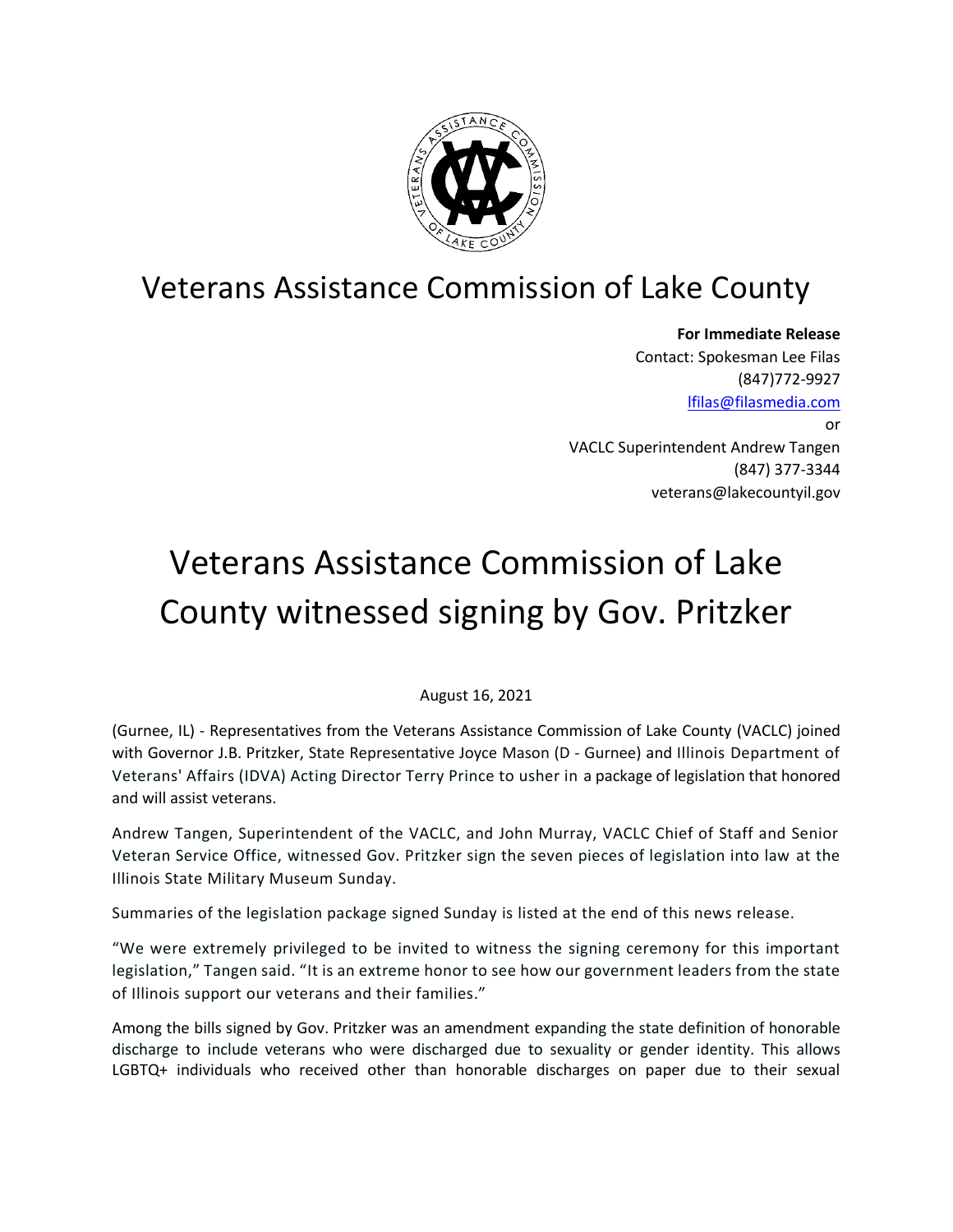# Veterans Assistance Commission of Lake County

**For Immediate Release**
Contact: Spokesman Lee Filas
(847)772-9927
lfilas@filasmedia.com
or
VACLC Superintendent Andrew Tangen
(847) 377-3344
veterans@lakecountyil.gov

# Veterans Assistance Commission of Lake County witnessed signing by Gov. Pritzker

August 16, 2021

(Gurnee, IL) - Representatives from the Veterans Assistance Commission of Lake County (VACLC) joined with Governor J.B. Pritzker, State Representative Joyce Mason (D - Gurnee) and Illinois Department of Veterans' Affairs (IDVA) Acting Director Terry Prince to usher in a package of legislation that honored and will assist veterans.

Andrew Tangen, Superintendent of the VACLC, and John Murray, VACLC Chief of Staff and Senior Veteran Service Office, witnessed Gov. Pritzker sign the seven pieces of legislation into law at the Illinois State Military Museum Sunday.

Summaries of the legislation package signed Sunday is listed at the end of this news release.

"We were extremely privileged to be invited to witness the signing ceremony for this important legislation," Tangen said. "It is an extreme honor to see how our government leaders from the state of Illinois support our veterans and their families."

Among the bills signed by Gov. Pritzker was an amendment expanding the state definition of honorable discharge to include veterans who were discharged due to sexuality or gender identity. This allows LGBTQ+ individuals who received other than honorable discharges on paper due to their sexual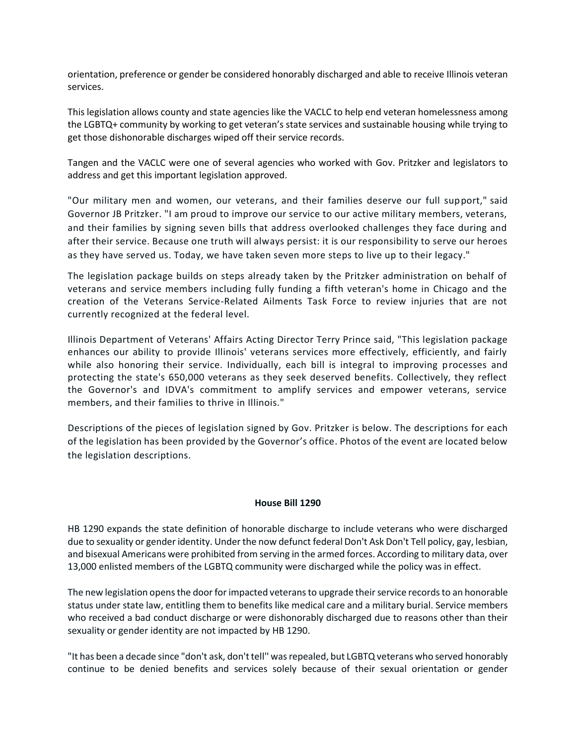orientation, preference or gender be considered honorably discharged and able to receive Illinois veteran services.

This legislation allows county and state agencies like the VACLC to help end veteran homelessness among the LGBTQ+ community by working to get veteran's state services and sustainable housing while trying to get those dishonorable discharges wiped off their service records.

Tangen and the VACLC were one of several agencies who worked with Gov. Pritzker and legislators to address and get this important legislation approved.

"Our military men and women, our veterans, and their families deserve our full support," said Governor JB Pritzker. "I am proud to improve our service to our active military members, veterans, and their families by signing seven bills that address overlooked challenges they face during and after their service. Because one truth will always persist: it is our responsibility to serve our heroes as they have served us. Today, we have taken seven more steps to live up to their legacy."

The legislation package builds on steps already taken by the Pritzker administration on behalf of veterans and service members including fully funding a fifth veteran's home in Chicago and the creation of the Veterans Service-Related Ailments Task Force to review injuries that are not currently recognized at the federal level.

Illinois Department of Veterans' Affairs Acting Director Terry Prince said, "This legislation package enhances our ability to provide Illinois' veterans services more effectively, efficiently, and fairly while also honoring their service. Individually, each bill is integral to improving processes and protecting the state's 650,000 veterans as they seek deserved benefits. Collectively, they reflect the Governor's and IDVA's commitment to amplify services and empower veterans, service members, and their families to thrive in Illinois."

Descriptions of the pieces of legislation signed by Gov. Pritzker is below. The descriptions for each of the legislation has been provided by the Governor's office. Photos of the event are located below the legislation descriptions.

**House Bill 1290**

HB 1290 expands the state definition of honorable discharge to include veterans who were discharged due to sexuality or gender identity. Under the now defunct federal Don't Ask Don't Tell policy, gay, lesbian, and bisexual Americans were prohibited from serving in the armed forces. According to military data, over 13,000 enlisted members of the LGBTQ community were discharged while the policy was in effect.

The new legislation opens the door for impacted veterans to upgrade their service records to an honorable status under state law, entitling them to benefits like medical care and a military burial. Service members who received a bad conduct discharge or were dishonorably discharged due to reasons other than their sexuality or gender identity are not impacted by HB 1290.

"It has been a decade since "don't ask, don't tell'' was repealed, but LGBTQ veterans who served honorably continue to be denied benefits and services solely because of their sexual orientation or gender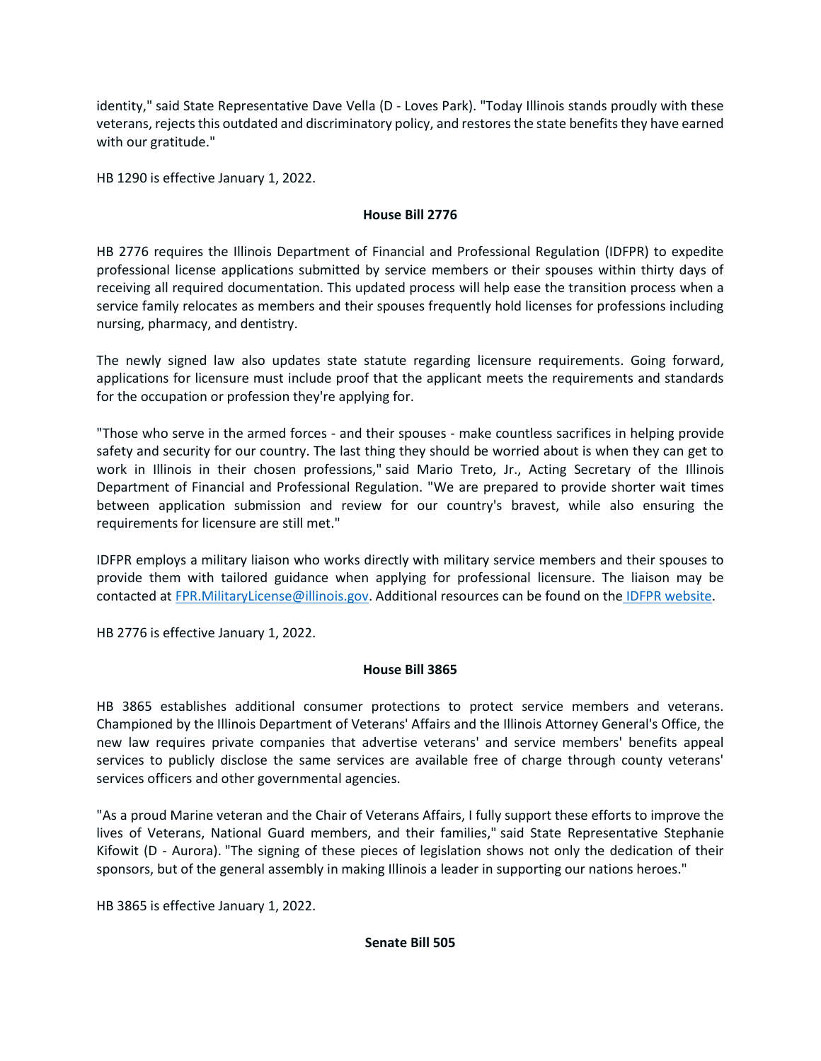identity," said State Representative Dave Vella (D - Loves Park). "Today Illinois stands proudly with these veterans, rejects this outdated and discriminatory policy, and restores the state benefits they have earned with our gratitude."

HB 1290 is effective January 1, 2022.

**House Bill 2776**

HB 2776 requires the Illinois Department of Financial and Professional Regulation (IDFPR) to expedite professional license applications submitted by service members or their spouses within thirty days of receiving all required documentation. This updated process will help ease the transition process when a service family relocates as members and their spouses frequently hold licenses for professions including nursing, pharmacy, and dentistry.

The newly signed law also updates state statute regarding licensure requirements. Going forward, applications for licensure must include proof that the applicant meets the requirements and standards for the occupation or profession they're applying for.

"Those who serve in the armed forces - and their spouses - make countless sacrifices in helping provide safety and security for our country. The last thing they should be worried about is when they can get to work in Illinois in their chosen professions," said Mario Treto, Jr., Acting Secretary of the Illinois Department of Financial and Professional Regulation. "We are prepared to provide shorter wait times between application submission and review for our country's bravest, while also ensuring the requirements for licensure are still met."

IDFPR employs a military liaison who works directly with military service members and their spouses to provide them with tailored guidance when applying for professional licensure. The liaison may be contacted at FPR.MilitaryLicense@illinois.gov. Additional resources can be found on the IDFPR website.

HB 2776 is effective January 1, 2022.

**House Bill 3865**

HB 3865 establishes additional consumer protections to protect service members and veterans. Championed by the Illinois Department of Veterans' Affairs and the Illinois Attorney General's Office, the new law requires private companies that advertise veterans' and service members' benefits appeal services to publicly disclose the same services are available free of charge through county veterans' services officers and other governmental agencies.

"As a proud Marine veteran and the Chair of Veterans Affairs, I fully support these efforts to improve the lives of Veterans, National Guard members, and their families," said State Representative Stephanie Kifowit (D - Aurora). "The signing of these pieces of legislation shows not only the dedication of their sponsors, but of the general assembly in making Illinois a leader in supporting our nations heroes."

HB 3865 is effective January 1, 2022.

**Senate Bill 505**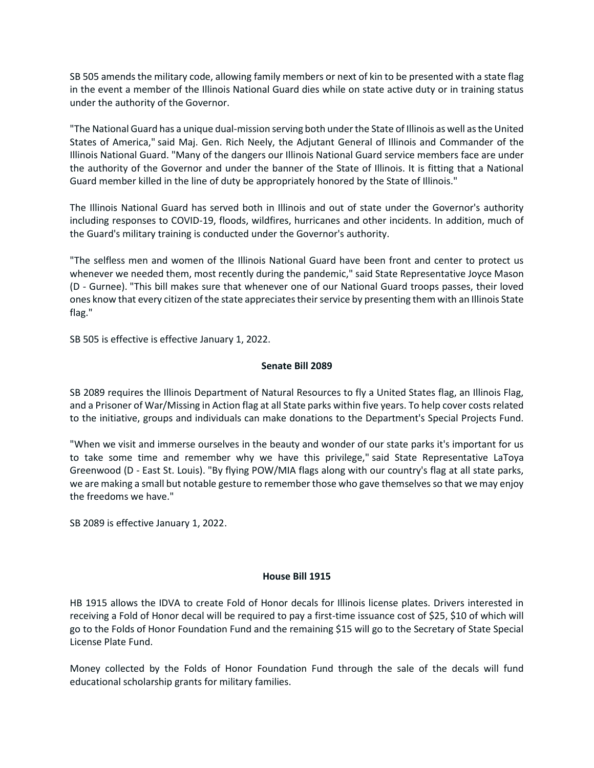SB 505 amends the military code, allowing family members or next of kin to be presented with a state flag in the event a member of the Illinois National Guard dies while on state active duty or in training status under the authority of the Governor.

"The National Guard has a unique dual-mission serving both under the State of Illinois as well as the United States of America," said Maj. Gen. Rich Neely, the Adjutant General of Illinois and Commander of the Illinois National Guard. "Many of the dangers our Illinois National Guard service members face are under the authority of the Governor and under the banner of the State of Illinois. It is fitting that a National Guard member killed in the line of duty be appropriately honored by the State of Illinois."

The Illinois National Guard has served both in Illinois and out of state under the Governor's authority including responses to COVID-19, floods, wildfires, hurricanes and other incidents. In addition, much of the Guard's military training is conducted under the Governor's authority.

"The selfless men and women of the Illinois National Guard have been front and center to protect us whenever we needed them, most recently during the pandemic," said State Representative Joyce Mason (D - Gurnee). "This bill makes sure that whenever one of our National Guard troops passes, their loved ones know that every citizen of the state appreciates their service by presenting them with an Illinois State flag."

SB 505 is effective is effective January 1, 2022.

**Senate Bill 2089**

SB 2089 requires the Illinois Department of Natural Resources to fly a United States flag, an Illinois Flag, and a Prisoner of War/Missing in Action flag at all State parks within five years. To help cover costs related to the initiative, groups and individuals can make donations to the Department's Special Projects Fund.

"When we visit and immerse ourselves in the beauty and wonder of our state parks it's important for us to take some time and remember why we have this privilege," said State Representative LaToya Greenwood (D - East St. Louis). "By flying POW/MIA flags along with our country's flag at all state parks, we are making a small but notable gesture to remember those who gave themselves so that we may enjoy the freedoms we have."

SB 2089 is effective January 1, 2022.

**House Bill 1915**

HB 1915 allows the IDVA to create Fold of Honor decals for Illinois license plates. Drivers interested in receiving a Fold of Honor decal will be required to pay a first-time issuance cost of $25, $10 of which will go to the Folds of Honor Foundation Fund and the remaining $15 will go to the Secretary of State Special License Plate Fund.

Money collected by the Folds of Honor Foundation Fund through the sale of the decals will fund educational scholarship grants for military families.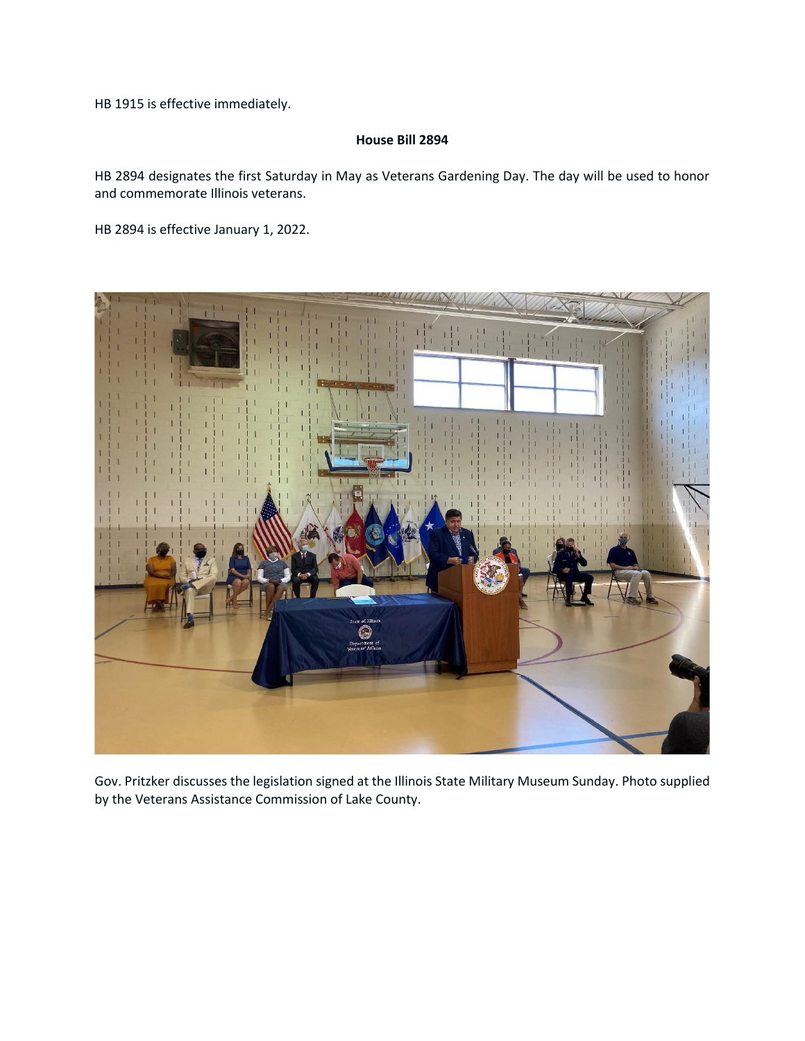HB 1915 is effective immediately.

**House Bill 2894**

HB 2894 designates the first Saturday in May as Veterans Gardening Day. The day will be used to honor and commemorate Illinois veterans.

HB 2894 is effective January 1, 2022.

Gov. Pritzker discusses the legislation signed at the Illinois State Military Museum Sunday. Photo supplied by the Veterans Assistance Commission of Lake County.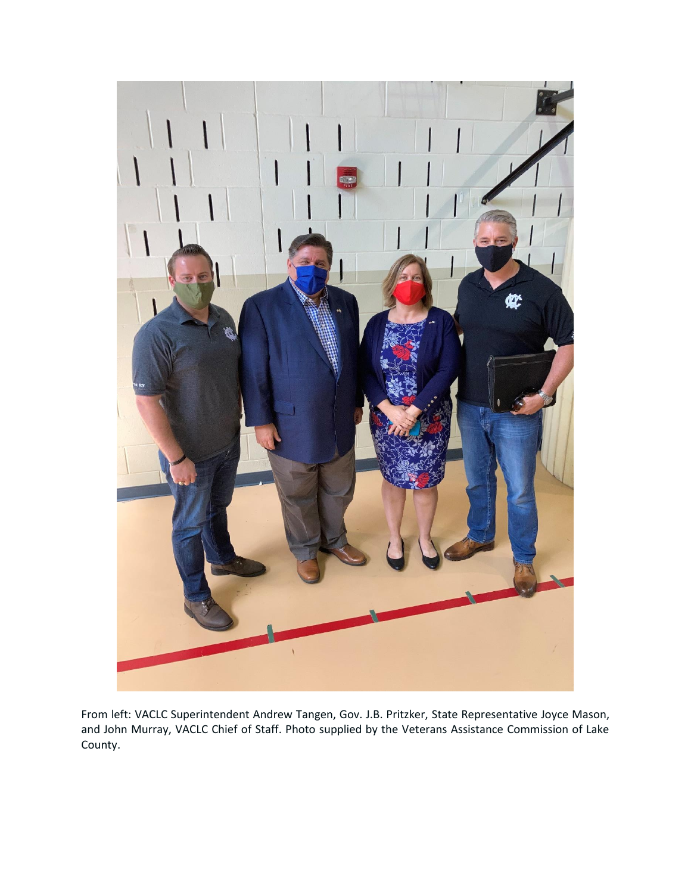From left: VACLC Superintendent Andrew Tangen, Gov. J.B. Pritzker, State Representative Joyce Mason, and John Murray, VACLC Chief of Staff. Photo supplied by the Veterans Assistance Commission of Lake County.